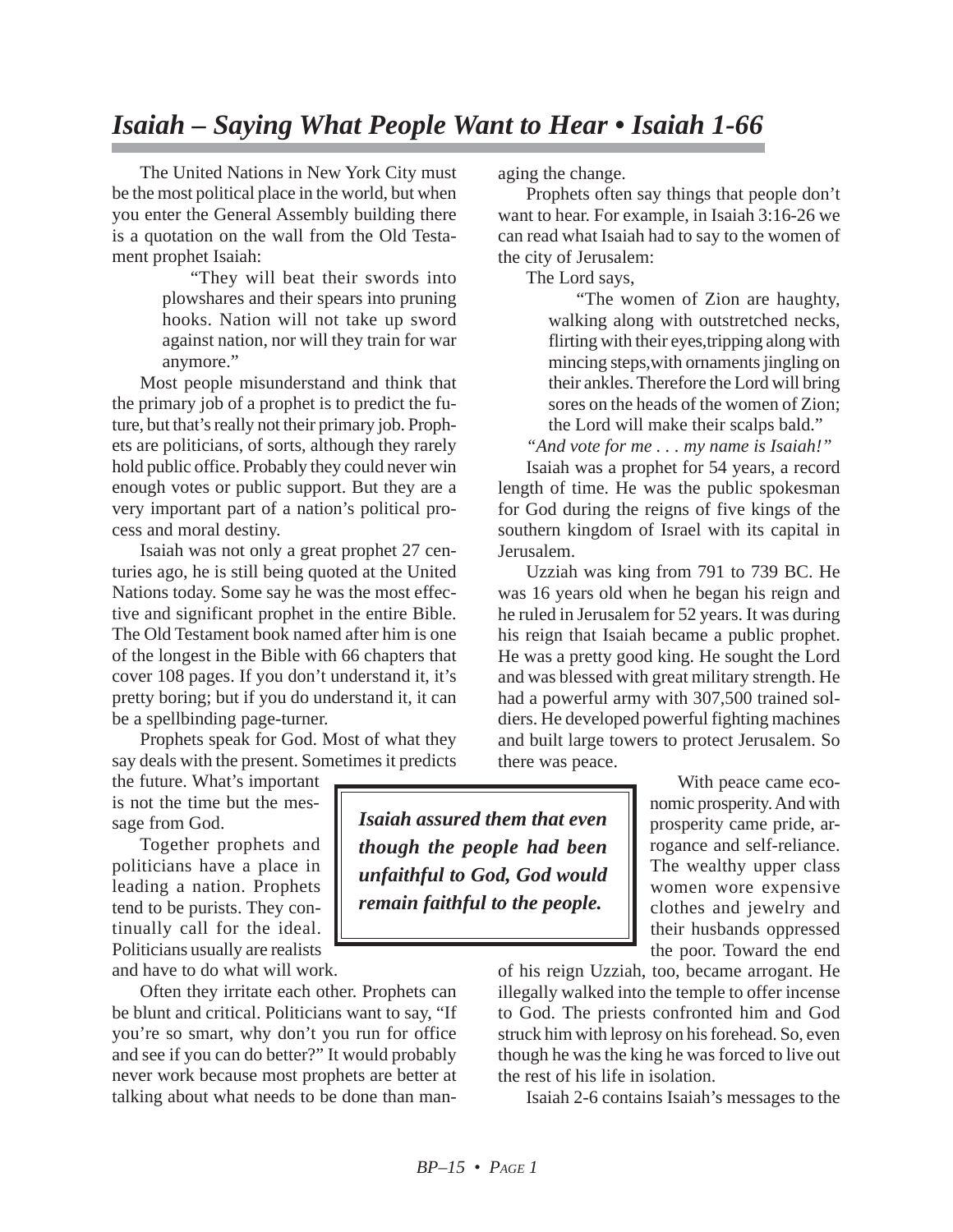# *Isaiah – Saying What People Want to Hear • Isaiah 1-66*

The United Nations in New York City must be the most political place in the world, but when you enter the General Assembly building there is a quotation on the wall from the Old Testament prophet Isaiah:

> "They will beat their swords into plowshares and their spears into pruning hooks. Nation will not take up sword against nation, nor will they train for war anymore."

Most people misunderstand and think that the primary job of a prophet is to predict the future, but that's really not their primary job. Prophets are politicians, of sorts, although they rarely hold public office. Probably they could never win enough votes or public support. But they are a very important part of a nation's political process and moral destiny.

Isaiah was not only a great prophet 27 centuries ago, he is still being quoted at the United Nations today. Some say he was the most effective and significant prophet in the entire Bible. The Old Testament book named after him is one of the longest in the Bible with 66 chapters that cover 108 pages. If you don't understand it, it's pretty boring; but if you do understand it, it can be a spellbinding page-turner.

Prophets speak for God. Most of what they say deals with the present. Sometimes it predicts the future. What's important is not the time but the message from God.

Together prophets and politicians have a place in leading a nation. Prophets tend to be purists. They continually call for the ideal. Politicians usually are realists and have to do what will work.

Often they irritate each other. Prophets can be blunt and critical. Politicians want to say, "If you're so smart, why don't you run for office and see if you can do better?" It would probably never work because most prophets are better at talking about what needs to be done than managing the change.

Prophets often say things that people don't want to hear. For example, in Isaiah 3:16-26 we can read what Isaiah had to say to the women of the city of Jerusalem:

The Lord says,

> "The women of Zion are haughty, walking along with outstretched necks, flirting with their eyes,tripping along with mincing steps,with ornaments jingling on their ankles. Therefore the Lord will bring sores on the heads of the women of Zion; the Lord will make their scalps bald."

*"And vote for me . . . my name is Isaiah!"*

Isaiah was a prophet for 54 years, a record length of time. He was the public spokesman for God during the reigns of five kings of the southern kingdom of Israel with its capital in Jerusalem.

Uzziah was king from 791 to 739 BC. He was 16 years old when he began his reign and he ruled in Jerusalem for 52 years. It was during his reign that Isaiah became a public prophet. He was a pretty good king. He sought the Lord and was blessed with great military strength. He had a powerful army with 307,500 trained soldiers. He developed powerful fighting machines and built large towers to protect Jerusalem. So there was peace.

> ***Isaiah assured them that even though the people had been unfaithful to God, God would remain faithful to the people.***

With peace came economic prosperity. And with prosperity came pride, arrogance and self-reliance. The wealthy upper class women wore expensive clothes and jewelry and their husbands oppressed the poor. Toward the end of his reign Uzziah, too, became arrogant. He illegally walked into the temple to offer incense to God. The priests confronted him and God struck him with leprosy on his forehead. So, even though he was the king he was forced to live out the rest of his life in isolation.

Isaiah 2-6 contains Isaiah's messages to the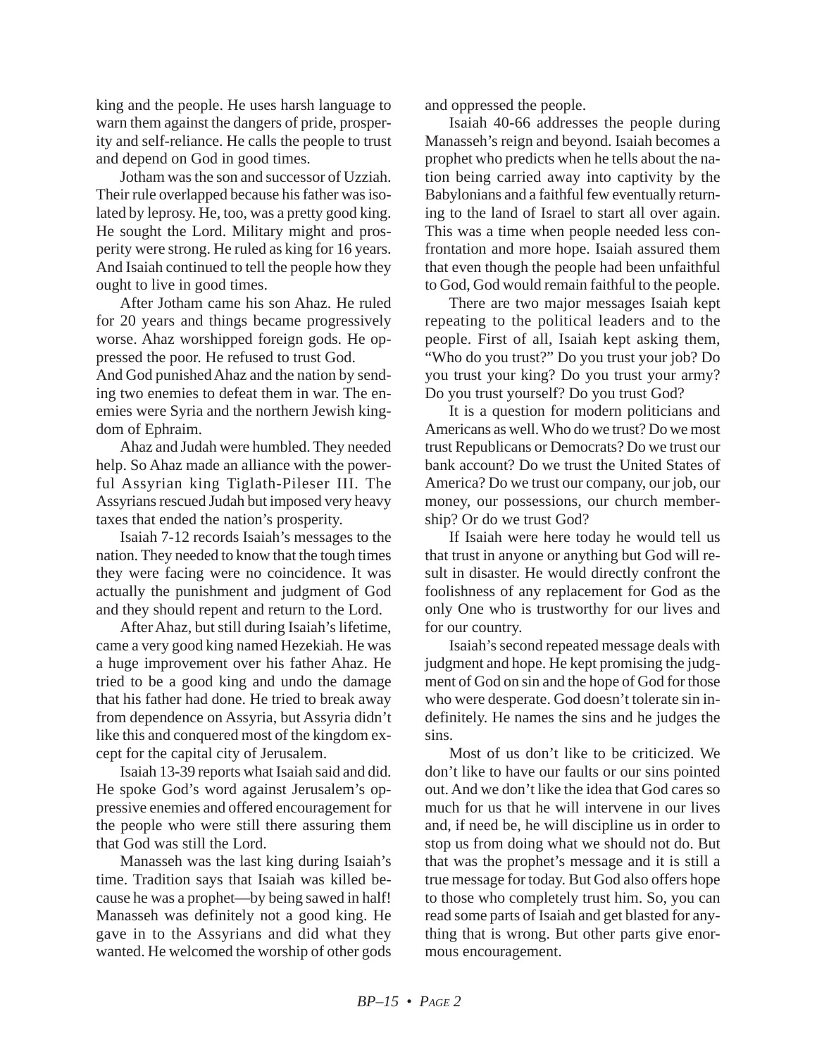king and the people. He uses harsh language to warn them against the dangers of pride, prosperity and self-reliance. He calls the people to trust and depend on God in good times.

Jotham was the son and successor of Uzziah. Their rule overlapped because his father was isolated by leprosy. He, too, was a pretty good king. He sought the Lord. Military might and prosperity were strong. He ruled as king for 16 years. And Isaiah continued to tell the people how they ought to live in good times.

After Jotham came his son Ahaz. He ruled for 20 years and things became progressively worse. Ahaz worshipped foreign gods. He oppressed the poor. He refused to trust God. And God punished Ahaz and the nation by sending two enemies to defeat them in war. The enemies were Syria and the northern Jewish kingdom of Ephraim.

Ahaz and Judah were humbled. They needed help. So Ahaz made an alliance with the powerful Assyrian king Tiglath-Pileser III. The Assyrians rescued Judah but imposed very heavy taxes that ended the nation's prosperity.

Isaiah 7-12 records Isaiah's messages to the nation. They needed to know that the tough times they were facing were no coincidence. It was actually the punishment and judgment of God and they should repent and return to the Lord.

After Ahaz, but still during Isaiah's lifetime, came a very good king named Hezekiah. He was a huge improvement over his father Ahaz. He tried to be a good king and undo the damage that his father had done. He tried to break away from dependence on Assyria, but Assyria didn't like this and conquered most of the kingdom except for the capital city of Jerusalem.

Isaiah 13-39 reports what Isaiah said and did. He spoke God's word against Jerusalem's oppressive enemies and offered encouragement for the people who were still there assuring them that God was still the Lord.

Manasseh was the last king during Isaiah's time. Tradition says that Isaiah was killed because he was a prophet—by being sawed in half! Manasseh was definitely not a good king. He gave in to the Assyrians and did what they wanted. He welcomed the worship of other gods and oppressed the people.

Isaiah 40-66 addresses the people during Manasseh's reign and beyond. Isaiah becomes a prophet who predicts when he tells about the nation being carried away into captivity by the Babylonians and a faithful few eventually returning to the land of Israel to start all over again. This was a time when people needed less confrontation and more hope. Isaiah assured them that even though the people had been unfaithful to God, God would remain faithful to the people.

There are two major messages Isaiah kept repeating to the political leaders and to the people. First of all, Isaiah kept asking them, "Who do you trust?" Do you trust your job? Do you trust your king? Do you trust your army? Do you trust yourself? Do you trust God?

It is a question for modern politicians and Americans as well. Who do we trust? Do we most trust Republicans or Democrats? Do we trust our bank account? Do we trust the United States of America? Do we trust our company, our job, our money, our possessions, our church membership? Or do we trust God?

If Isaiah were here today he would tell us that trust in anyone or anything but God will result in disaster. He would directly confront the foolishness of any replacement for God as the only One who is trustworthy for our lives and for our country.

Isaiah's second repeated message deals with judgment and hope. He kept promising the judgment of God on sin and the hope of God for those who were desperate. God doesn't tolerate sin indefinitely. He names the sins and he judges the sins.

Most of us don't like to be criticized. We don't like to have our faults or our sins pointed out. And we don't like the idea that God cares so much for us that he will intervene in our lives and, if need be, he will discipline us in order to stop us from doing what we should not do. But that was the prophet's message and it is still a true message for today. But God also offers hope to those who completely trust him. So, you can read some parts of Isaiah and get blasted for anything that is wrong. But other parts give enormous encouragement.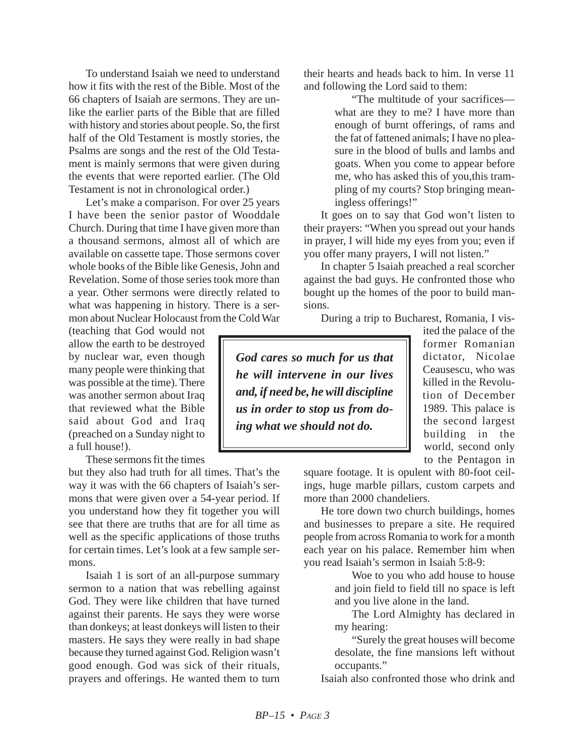To understand Isaiah we need to understand how it fits with the rest of the Bible. Most of the 66 chapters of Isaiah are sermons. They are unlike the earlier parts of the Bible that are filled with history and stories about people. So, the first half of the Old Testament is mostly stories, the Psalms are songs and the rest of the Old Testament is mainly sermons that were given during the events that were reported earlier. (The Old Testament is not in chronological order.)

Let's make a comparison. For over 25 years I have been the senior pastor of Wooddale Church. During that time I have given more than a thousand sermons, almost all of which are available on cassette tape. Those sermons cover whole books of the Bible like Genesis, John and Revelation. Some of those series took more than a year. Other sermons were directly related to what was happening in history. There is a sermon about Nuclear Holocaust from the Cold War (teaching that God would not allow the earth to be destroyed by nuclear war, even though many people were thinking that was possible at the time). There was another sermon about Iraq that reviewed what the Bible said about God and Iraq (preached on a Sunday night to a full house!).

These sermons fit the times but they also had truth for all times. That's the way it was with the 66 chapters of Isaiah's sermons that were given over a 54-year period. If you understand how they fit together you will see that there are truths that are for all time as well as the specific applications of those truths for certain times. Let's look at a few sample sermons.

Isaiah 1 is sort of an all-purpose summary sermon to a nation that was rebelling against God. They were like children that have turned against their parents. He says they were worse than donkeys; at least donkeys will listen to their masters. He says they were really in bad shape because they turned against God. Religion wasn't good enough. God was sick of their rituals, prayers and offerings. He wanted them to turn their hearts and heads back to him. In verse 11 and following the Lord said to them:

> "The multitude of your sacrifices—what are they to me? I have more than enough of burnt offerings, of rams and the fat of fattened animals; I have no pleasure in the blood of bulls and lambs and goats. When you come to appear before me, who has asked this of you,this trampling of my courts? Stop bringing meaningless offerings!"

It goes on to say that God won't listen to their prayers: "When you spread out your hands in prayer, I will hide my eyes from you; even if you offer many prayers, I will not listen."

In chapter 5 Isaiah preached a real scorcher against the bad guys. He confronted those who bought up the homes of the poor to build mansions.

> ***God cares so much for us that he will intervene in our lives and, if need be, he will discipline us in order to stop us from doing what we should not do.***

During a trip to Bucharest, Romania, I visited the palace of the former Romanian dictator, Nicolae Ceausescu, who was killed in the Revolution of December 1989. This palace is the second largest building in the world, second only to the Pentagon in square footage. It is opulent with 80-foot ceilings, huge marble pillars, custom carpets and more than 2000 chandeliers.

He tore down two church buildings, homes and businesses to prepare a site. He required people from across Romania to work for a month each year on his palace. Remember him when you read Isaiah's sermon in Isaiah 5:8-9:

> Woe to you who add house to house and join field to field till no space is left and you live alone in the land.
>
> The Lord Almighty has declared in my hearing:
>
> "Surely the great houses will become desolate, the fine mansions left without occupants."

Isaiah also confronted those who drink and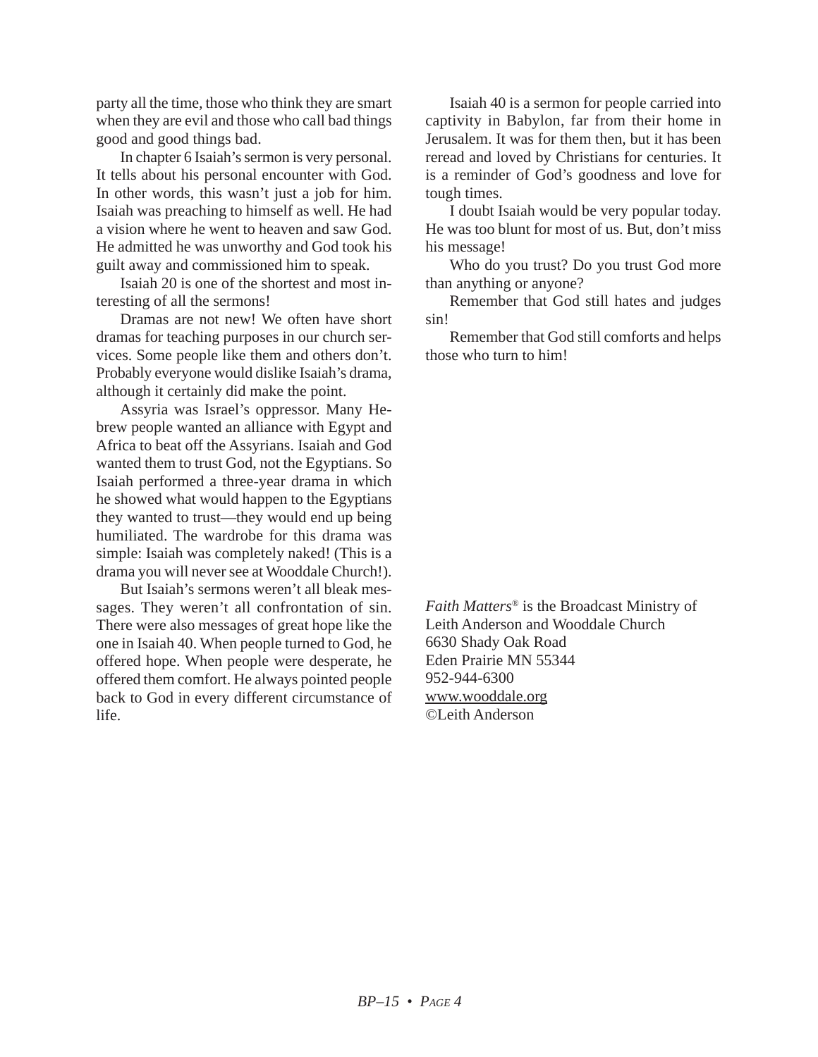party all the time, those who think they are smart when they are evil and those who call bad things good and good things bad.

In chapter 6 Isaiah's sermon is very personal. It tells about his personal encounter with God. In other words, this wasn't just a job for him. Isaiah was preaching to himself as well. He had a vision where he went to heaven and saw God. He admitted he was unworthy and God took his guilt away and commissioned him to speak.

Isaiah 20 is one of the shortest and most interesting of all the sermons!

Dramas are not new! We often have short dramas for teaching purposes in our church services. Some people like them and others don't. Probably everyone would dislike Isaiah's drama, although it certainly did make the point.

Assyria was Israel's oppressor. Many Hebrew people wanted an alliance with Egypt and Africa to beat off the Assyrians. Isaiah and God wanted them to trust God, not the Egyptians. So Isaiah performed a three-year drama in which he showed what would happen to the Egyptians they wanted to trust—they would end up being humiliated. The wardrobe for this drama was simple: Isaiah was completely naked! (This is a drama you will never see at Wooddale Church!).

But Isaiah's sermons weren't all bleak messages. They weren't all confrontation of sin. There were also messages of great hope like the one in Isaiah 40. When people turned to God, he offered hope. When people were desperate, he offered them comfort. He always pointed people back to God in every different circumstance of life.

Isaiah 40 is a sermon for people carried into captivity in Babylon, far from their home in Jerusalem. It was for them then, but it has been reread and loved by Christians for centuries. It is a reminder of God's goodness and love for tough times.

I doubt Isaiah would be very popular today. He was too blunt for most of us. But, don't miss his message!

Who do you trust? Do you trust God more than anything or anyone?

Remember that God still hates and judges sin!

Remember that God still comforts and helps those who turn to him!

*Faith Matters*® is the Broadcast Ministry of
Leith Anderson and Wooddale Church
6630 Shady Oak Road
Eden Prairie MN 55344
952-944-6300
www.wooddale.org
©Leith Anderson